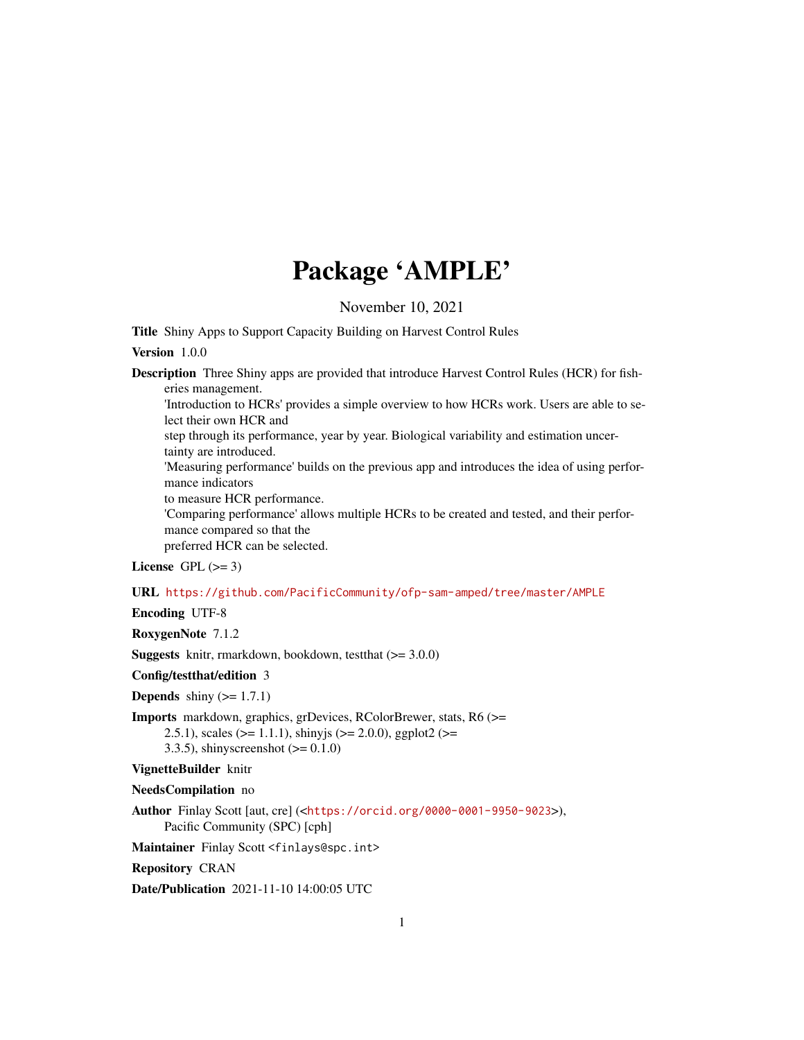# Package 'AMPLE'

November 10, 2021

**Title** Shiny Apps to Support Capacity Building on Harvest Control Rules

**Version** 1.0.0

**Description** Three Shiny apps are provided that introduce Harvest Control Rules (HCR) for fisheries management.
'Introduction to HCRs' provides a simple overview to how HCRs work. Users are able to select their own HCR and
step through its performance, year by year. Biological variability and estimation uncertainty are introduced.
'Measuring performance' builds on the previous app and introduces the idea of using performance indicators
to measure HCR performance.
'Comparing performance' allows multiple HCRs to be created and tested, and their performance compared so that the
preferred HCR can be selected.

**License** GPL (>= 3)

**URL** https://github.com/PacificCommunity/ofp-sam-amped/tree/master/AMPLE

**Encoding** UTF-8

**RoxygenNote** 7.1.2

**Suggests** knitr, rmarkdown, bookdown, testthat (>= 3.0.0)

**Config/testthat/edition** 3

**Depends** shiny (>= 1.7.1)

**Imports** markdown, graphics, grDevices, RColorBrewer, stats, R6 (>= 2.5.1), scales (>= 1.1.1), shinyjs (>= 2.0.0), ggplot2 (>= 3.3.5), shinyscreenshot (>= 0.1.0)

**VignetteBuilder** knitr

**NeedsCompilation** no

**Author** Finlay Scott [aut, cre] (<https://orcid.org/0000-0001-9950-9023>),
Pacific Community (SPC) [cph]

**Maintainer** Finlay Scott <finlays@spc.int>

**Repository** CRAN

**Date/Publication** 2021-11-10 14:00:05 UTC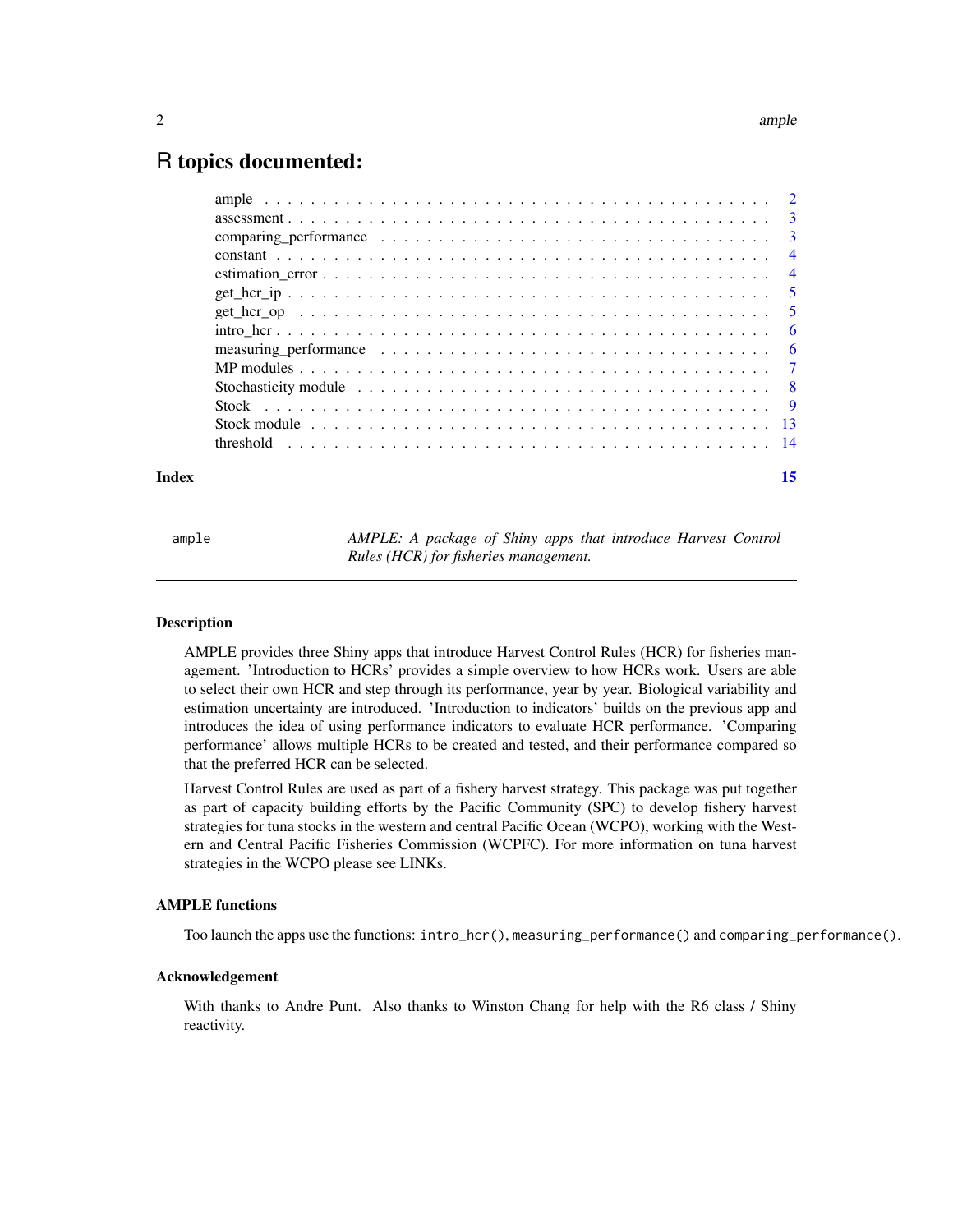# R topics documented:

| | |
|---|---|
| ample | 2 |
| assessment | 3 |
| comparing_performance | 3 |
| constant | 4 |
| estimation_error | 4 |
| get_hcr_ip | 5 |
| get_hcr_op | 5 |
| intro_hcr | 6 |
| measuring_performance | 6 |
| MP modules | 7 |
| Stochasticity module | 8 |
| Stock | 9 |
| Stock module | 13 |
| threshold | 14 |
| **Index** | **15** |

---

`ample` — *AMPLE: A package of Shiny apps that introduce Harvest Control Rules (HCR) for fisheries management.*

---

### Description

AMPLE provides three Shiny apps that introduce Harvest Control Rules (HCR) for fisheries management. 'Introduction to HCRs' provides a simple overview to how HCRs work. Users are able to select their own HCR and step through its performance, year by year. Biological variability and estimation uncertainty are introduced. 'Introduction to indicators' builds on the previous app and introduces the idea of using performance indicators to evaluate HCR performance. 'Comparing performance' allows multiple HCRs to be created and tested, and their performance compared so that the preferred HCR can be selected.

Harvest Control Rules are used as part of a fishery harvest strategy. This package was put together as part of capacity building efforts by the Pacific Community (SPC) to develop fishery harvest strategies for tuna stocks in the western and central Pacific Ocean (WCPO), working with the Western and Central Pacific Fisheries Commission (WCPFC). For more information on tuna harvest strategies in the WCPO please see LINKs.

### AMPLE functions

Too launch the apps use the functions: `intro_hcr()`, `measuring_performance()` and `comparing_performance()`.

### Acknowledgement

With thanks to Andre Punt. Also thanks to Winston Chang for help with the R6 class / Shiny reactivity.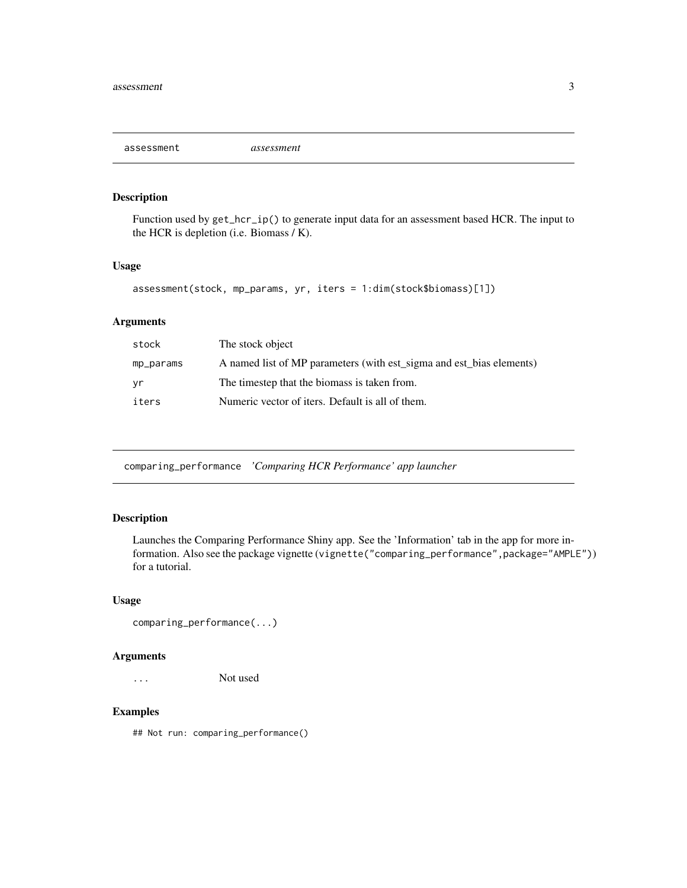## assessment *assessment*

### Description

Function used by `get_hcr_ip()` to generate input data for an assessment based HCR. The input to the HCR is depletion (i.e. Biomass / K).

### Usage

```
assessment(stock, mp_params, yr, iters = 1:dim(stock$biomass)[1])
```

### Arguments

| | |
|---|---|
| `stock` | The stock object |
| `mp_params` | A named list of MP parameters (with est_sigma and est_bias elements) |
| `yr` | The timestep that the biomass is taken from. |
| `iters` | Numeric vector of iters. Default is all of them. |

## comparing_performance *'Comparing HCR Performance' app launcher*

### Description

Launches the Comparing Performance Shiny app. See the 'Information' tab in the app for more information. Also see the package vignette (`vignette("comparing_performance",package="AMPLE")`) for a tutorial.

### Usage

```
comparing_performance(...)
```

### Arguments

| | |
|---|---|
| `...` | Not used |

### Examples

```
## Not run: comparing_performance()
```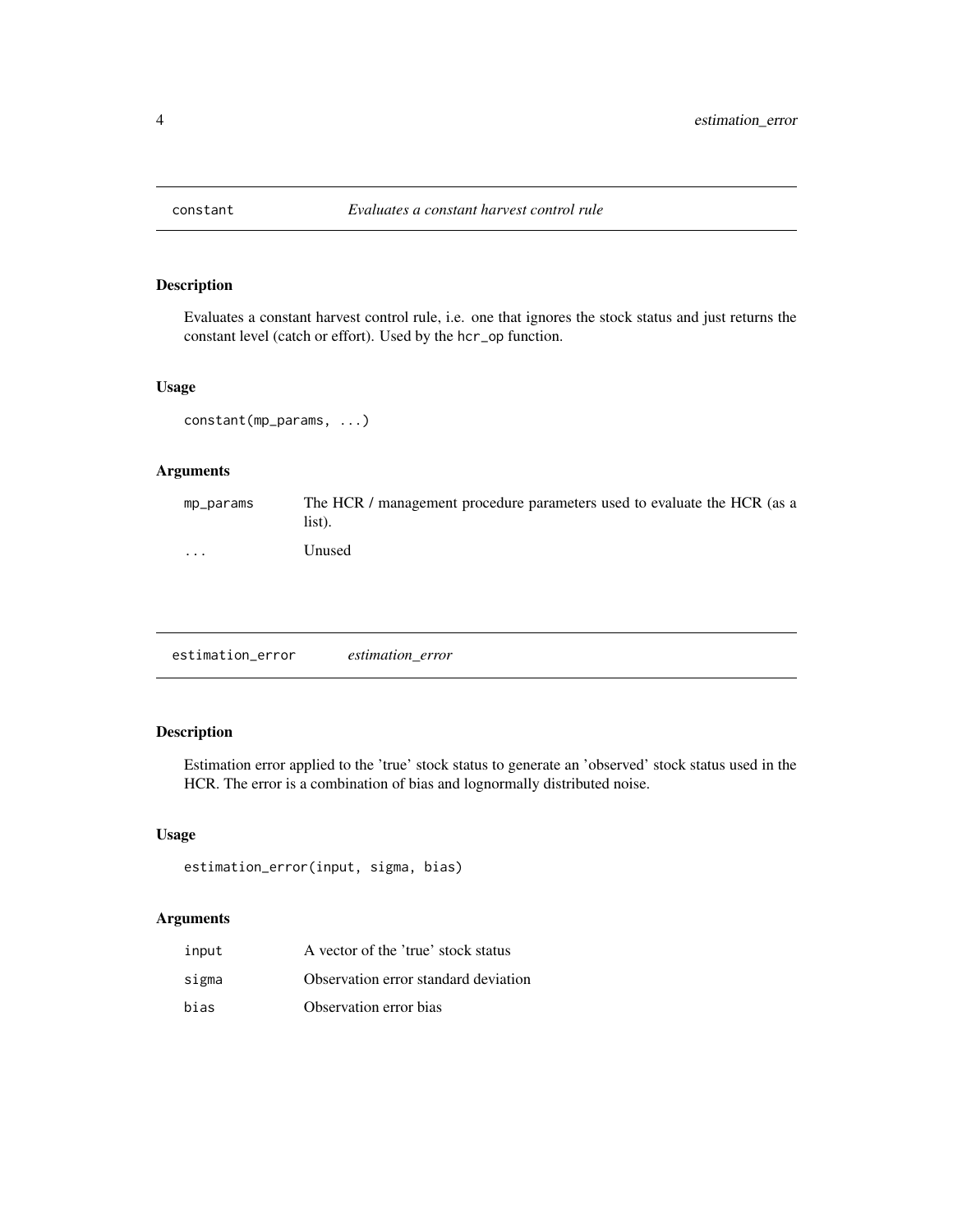## constant — *Evaluates a constant harvest control rule*

### Description

Evaluates a constant harvest control rule, i.e. one that ignores the stock status and just returns the constant level (catch or effort). Used by the `hcr_op` function.

### Usage

```
constant(mp_params, ...)
```

### Arguments

| | |
|---|---|
| `mp_params` | The HCR / management procedure parameters used to evaluate the HCR (as a list). |
| `...` | Unused |

## estimation_error — *estimation_error*

### Description

Estimation error applied to the 'true' stock status to generate an 'observed' stock status used in the HCR. The error is a combination of bias and lognormally distributed noise.

### Usage

```
estimation_error(input, sigma, bias)
```

### Arguments

| | |
|---|---|
| `input` | A vector of the 'true' stock status |
| `sigma` | Observation error standard deviation |
| `bias` | Observation error bias |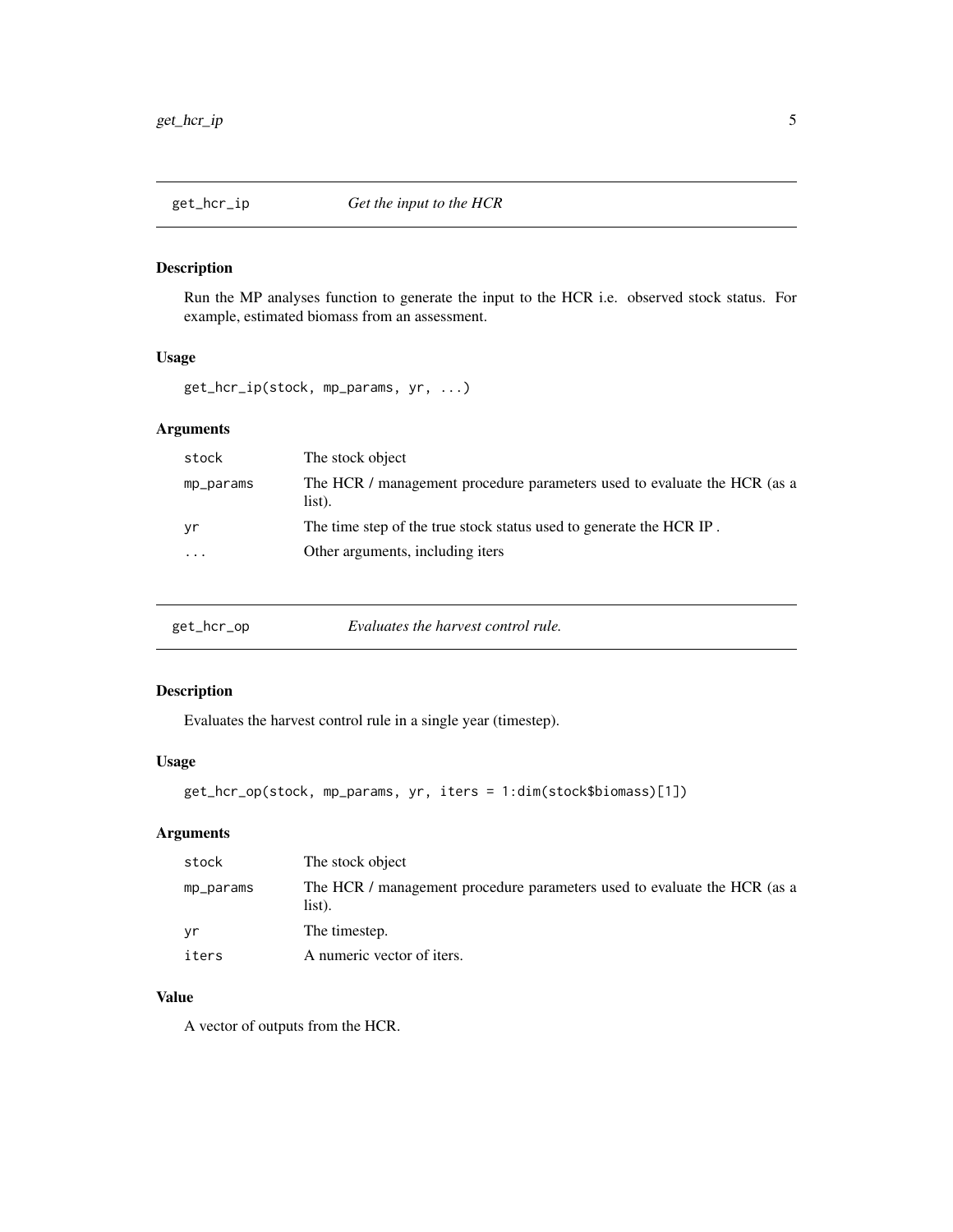## get_hcr_ip *Get the input to the HCR*

### Description

Run the MP analyses function to generate the input to the HCR i.e. observed stock status. For example, estimated biomass from an assessment.

### Usage

```
get_hcr_ip(stock, mp_params, yr, ...)
```

### Arguments

| | |
|---|---|
| stock | The stock object |
| mp_params | The HCR / management procedure parameters used to evaluate the HCR (as a list). |
| yr | The time step of the true stock status used to generate the HCR IP . |
| ... | Other arguments, including iters |

## get_hcr_op *Evaluates the harvest control rule.*

### Description

Evaluates the harvest control rule in a single year (timestep).

### Usage

```
get_hcr_op(stock, mp_params, yr, iters = 1:dim(stock$biomass)[1])
```

### Arguments

| | |
|---|---|
| stock | The stock object |
| mp_params | The HCR / management procedure parameters used to evaluate the HCR (as a list). |
| yr | The timestep. |
| iters | A numeric vector of iters. |

### Value

A vector of outputs from the HCR.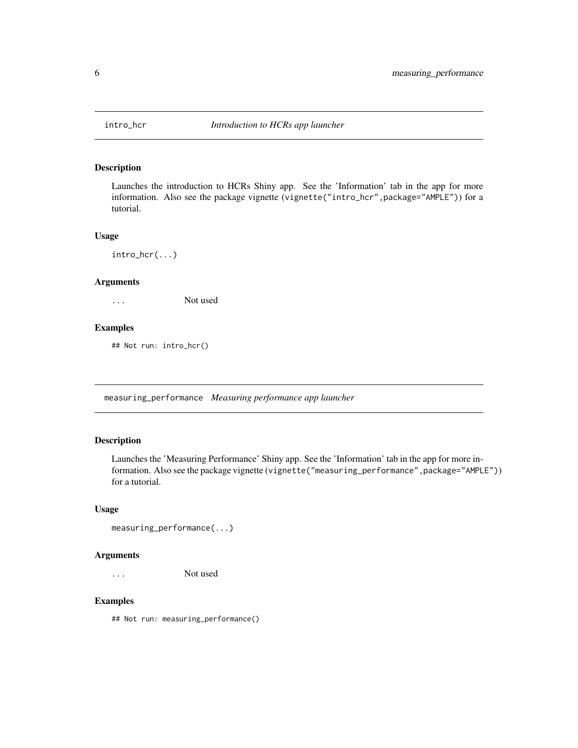## intro_hcr *Introduction to HCRs app launcher*

### Description

Launches the introduction to HCRs Shiny app. See the 'Information' tab in the app for more information. Also see the package vignette (`vignette("intro_hcr",package="AMPLE")`) for a tutorial.

### Usage

```
intro_hcr(...)
```

### Arguments

`...` Not used

### Examples

```
## Not run: intro_hcr()
```

## measuring_performance *Measuring performance app launcher*

### Description

Launches the 'Measuring Performance' Shiny app. See the 'Information' tab in the app for more information. Also see the package vignette (`vignette("measuring_performance",package="AMPLE")`) for a tutorial.

### Usage

```
measuring_performance(...)
```

### Arguments

`...` Not used

### Examples

```
## Not run: measuring_performance()
```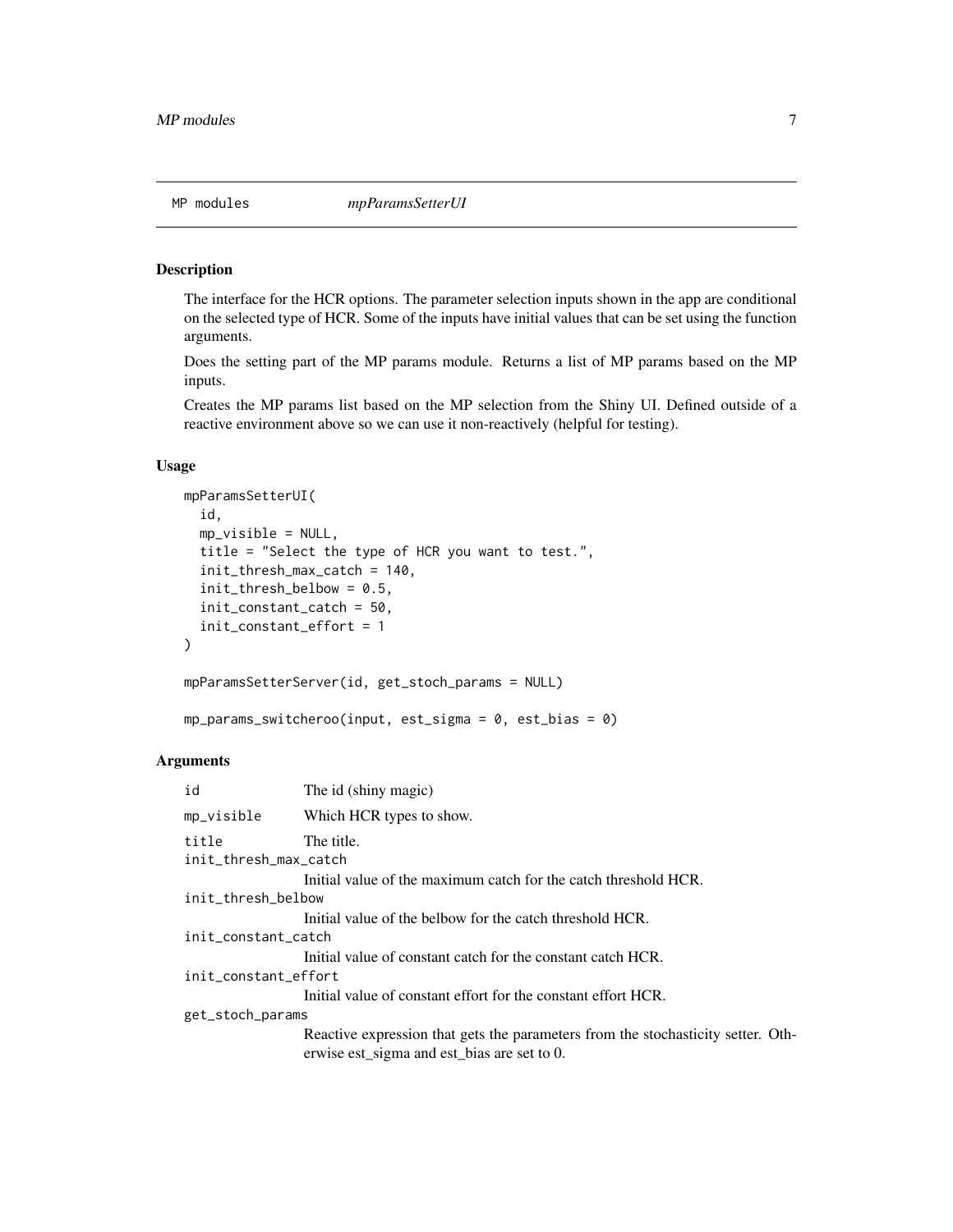MP modules *mpParamsSetterUI*

## Description

The interface for the HCR options. The parameter selection inputs shown in the app are conditional on the selected type of HCR. Some of the inputs have initial values that can be set using the function arguments.

Does the setting part of the MP params module. Returns a list of MP params based on the MP inputs.

Creates the MP params list based on the MP selection from the Shiny UI. Defined outside of a reactive environment above so we can use it non-reactively (helpful for testing).

## Usage

```
mpParamsSetterUI(
  id,
  mp_visible = NULL,
  title = "Select the type of HCR you want to test.",
  init_thresh_max_catch = 140,
  init_thresh_belbow = 0.5,
  init_constant_catch = 50,
  init_constant_effort = 1
)

mpParamsSetterServer(id, get_stoch_params = NULL)

mp_params_switcheroo(input, est_sigma = 0, est_bias = 0)
```

## Arguments

| | |
|---|---|
| id | The id (shiny magic) |
| mp_visible | Which HCR types to show. |
| title | The title. |
| init_thresh_max_catch | Initial value of the maximum catch for the catch threshold HCR. |
| init_thresh_belbow | Initial value of the belbow for the catch threshold HCR. |
| init_constant_catch | Initial value of constant catch for the constant catch HCR. |
| init_constant_effort | Initial value of constant effort for the constant effort HCR. |
| get_stoch_params | Reactive expression that gets the parameters from the stochasticity setter. Otherwise est_sigma and est_bias are set to 0. |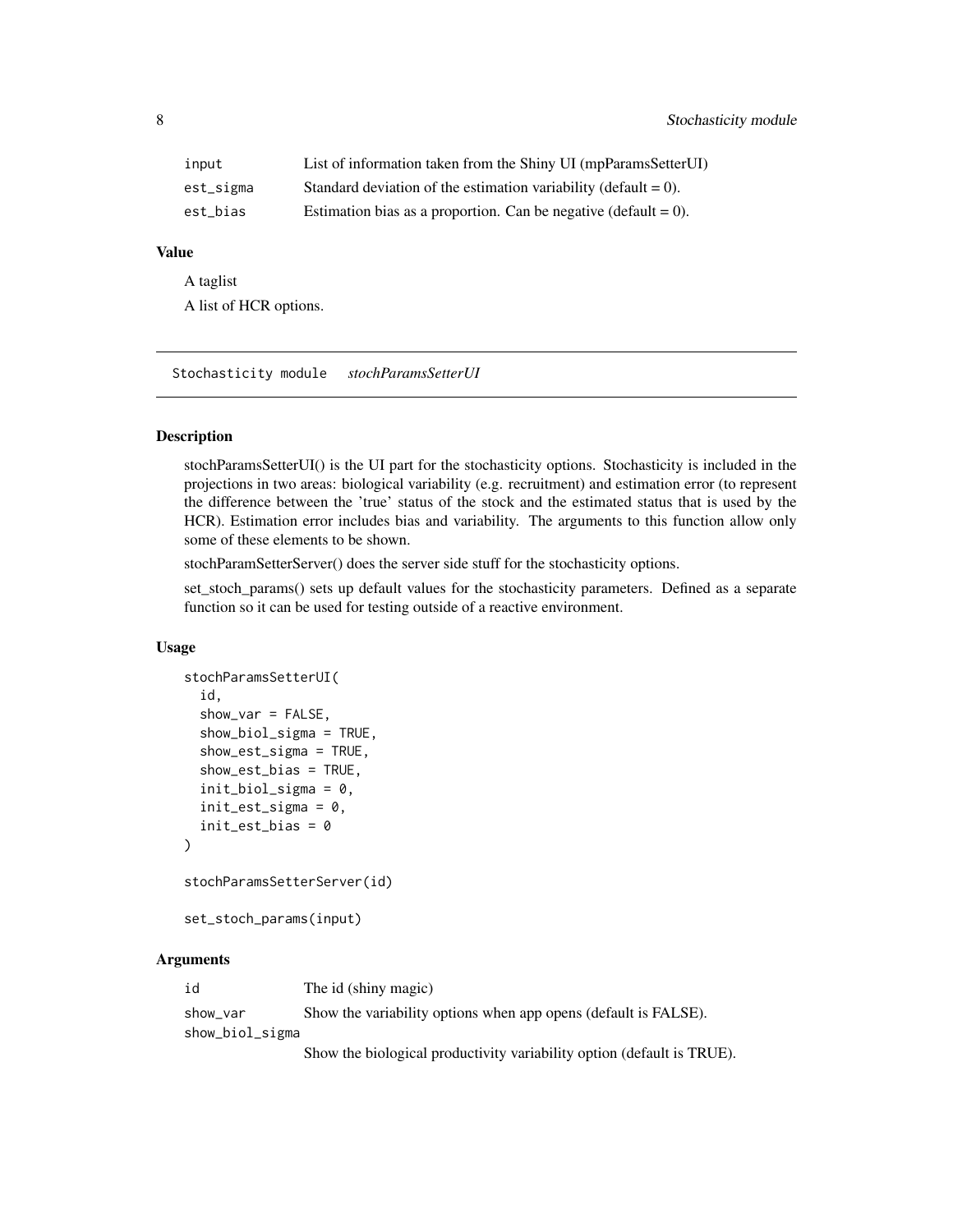| | |
|---|---|
| input | List of information taken from the Shiny UI (mpParamsSetterUI) |
| est_sigma | Standard deviation of the estimation variability (default = 0). |
| est_bias | Estimation bias as a proportion. Can be negative (default = 0). |

### Value

A taglist

A list of HCR options.

## Stochasticity module *stochParamsSetterUI*

### Description

stochParamsSetterUI() is the UI part for the stochasticity options. Stochasticity is included in the projections in two areas: biological variability (e.g. recruitment) and estimation error (to represent the difference between the 'true' status of the stock and the estimated status that is used by the HCR). Estimation error includes bias and variability. The arguments to this function allow only some of these elements to be shown.

stochParamSetterServer() does the server side stuff for the stochasticity options.

set_stoch_params() sets up default values for the stochasticity parameters. Defined as a separate function so it can be used for testing outside of a reactive environment.

### Usage

```
stochParamsSetterUI(
  id,
  show_var = FALSE,
  show_biol_sigma = TRUE,
  show_est_sigma = TRUE,
  show_est_bias = TRUE,
  init_biol_sigma = 0,
  init_est_sigma = 0,
  init_est_bias = 0
)

stochParamsSetterServer(id)

set_stoch_params(input)
```

### Arguments

| | |
|---|---|
| id | The id (shiny magic) |
| show_var | Show the variability options when app opens (default is FALSE). |
| show_biol_sigma | Show the biological productivity variability option (default is TRUE). |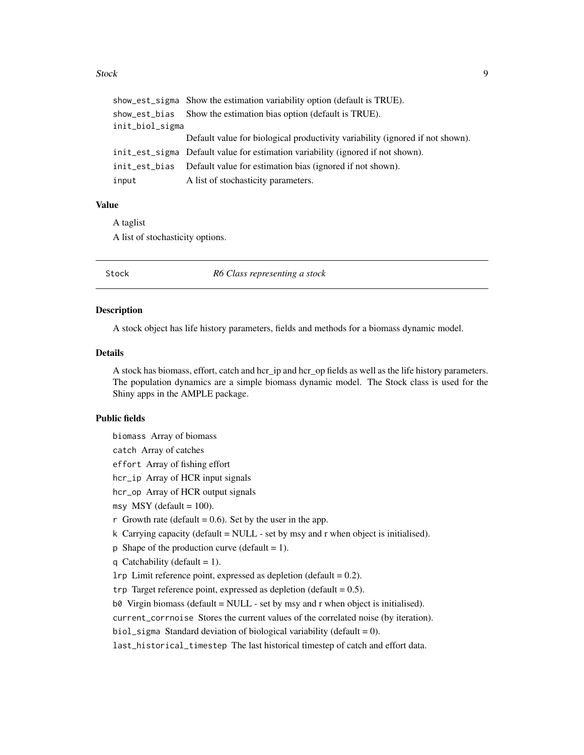| | |
|---|---|
| show_est_sigma | Show the estimation variability option (default is TRUE). |
| show_est_bias | Show the estimation bias option (default is TRUE). |
| init_biol_sigma | Default value for biological productivity variability (ignored if not shown). |
| init_est_sigma | Default value for estimation variability (ignored if not shown). |
| init_est_bias | Default value for estimation bias (ignored if not shown). |
| input | A list of stochasticity parameters. |

### Value

A taglist

A list of stochasticity options.

---

## Stock — *R6 Class representing a stock*

---

### Description

A stock object has life history parameters, fields and methods for a biomass dynamic model.

### Details

A stock has biomass, effort, catch and hcr_ip and hcr_op fields as well as the life history parameters. The population dynamics are a simple biomass dynamic model. The Stock class is used for the Shiny apps in the AMPLE package.

### Public fields

`biomass` Array of biomass

`catch` Array of catches

`effort` Array of fishing effort

`hcr_ip` Array of HCR input signals

`hcr_op` Array of HCR output signals

`msy` MSY (default = 100).

`r` Growth rate (default = 0.6). Set by the user in the app.

`k` Carrying capacity (default = NULL - set by msy and r when object is initialised).

`p` Shape of the production curve (default = 1).

`q` Catchability (default = 1).

`lrp` Limit reference point, expressed as depletion (default = 0.2).

`trp` Target reference point, expressed as depletion (default = 0.5).

`b0` Virgin biomass (default = NULL - set by msy and r when object is initialised).

`current_corrnoise` Stores the current values of the correlated noise (by iteration).

`biol_sigma` Standard deviation of biological variability (default = 0).

`last_historical_timestep` The last historical timestep of catch and effort data.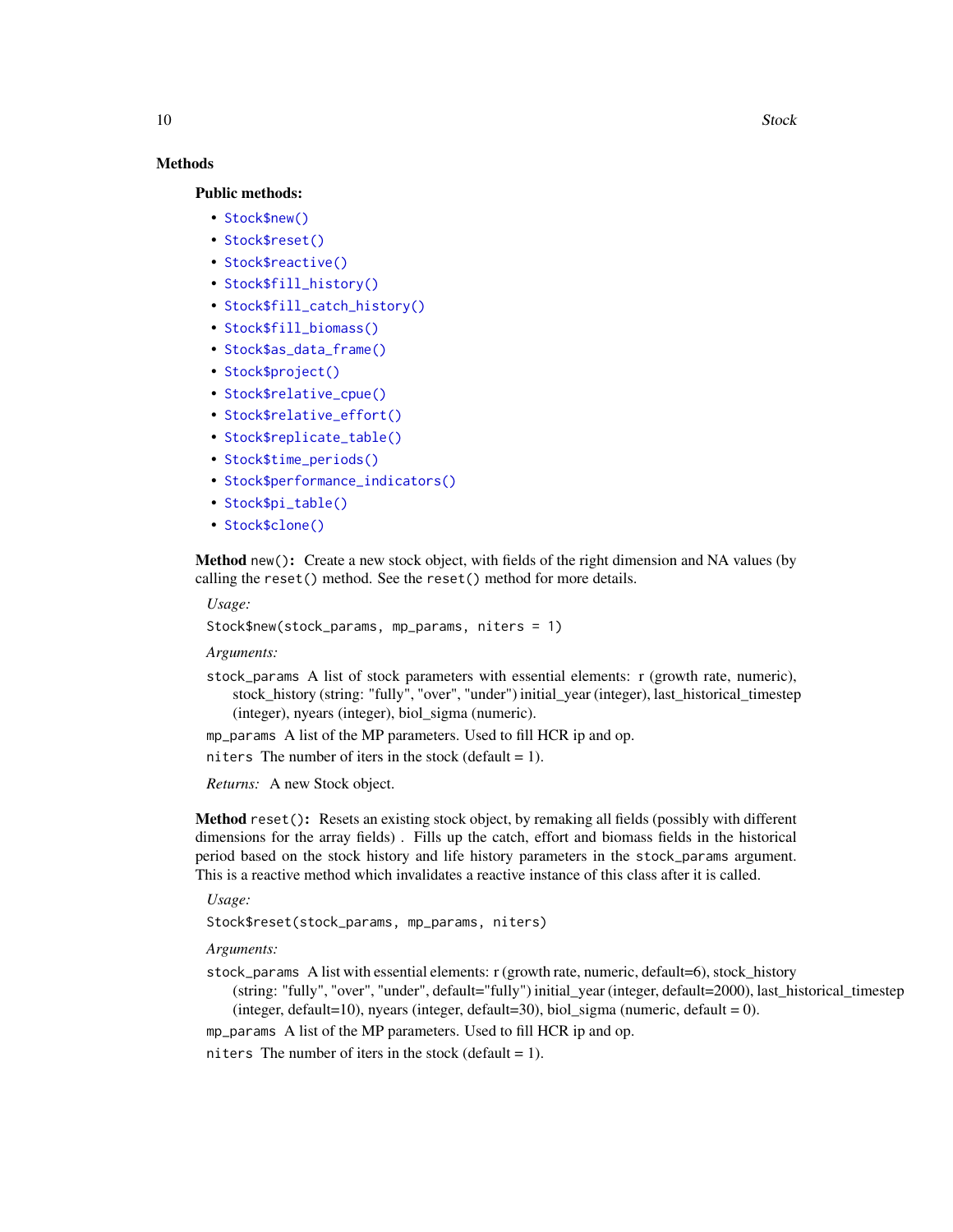### Methods

#### Public methods:

- `Stock$new()`
- `Stock$reset()`
- `Stock$reactive()`
- `Stock$fill_history()`
- `Stock$fill_catch_history()`
- `Stock$fill_biomass()`
- `Stock$as_data_frame()`
- `Stock$project()`
- `Stock$relative_cpue()`
- `Stock$relative_effort()`
- `Stock$replicate_table()`
- `Stock$time_periods()`
- `Stock$performance_indicators()`
- `Stock$pi_table()`
- `Stock$clone()`

**Method** `new()`**:** Create a new stock object, with fields of the right dimension and NA values (by calling the `reset()` method. See the `reset()` method for more details.

*Usage:*

```
Stock$new(stock_params, mp_params, niters = 1)
```

*Arguments:*

`stock_params` A list of stock parameters with essential elements: r (growth rate, numeric), stock_history (string: "fully", "over", "under") initial_year (integer), last_historical_timestep (integer), nyears (integer), biol_sigma (numeric).

`mp_params` A list of the MP parameters. Used to fill HCR ip and op.

`niters` The number of iters in the stock (default = 1).

*Returns:* A new Stock object.

**Method** `reset()`**:** Resets an existing stock object, by remaking all fields (possibly with different dimensions for the array fields) . Fills up the catch, effort and biomass fields in the historical period based on the stock history and life history parameters in the `stock_params` argument. This is a reactive method which invalidates a reactive instance of this class after it is called.

*Usage:*

```
Stock$reset(stock_params, mp_params, niters)
```

*Arguments:*

`stock_params` A list with essential elements: r (growth rate, numeric, default=6), stock_history (string: "fully", "over", "under", default="fully") initial_year (integer, default=2000), last_historical_timestep (integer, default=10), nyears (integer, default=30), biol_sigma (numeric, default = 0).

`mp_params` A list of the MP parameters. Used to fill HCR ip and op.

`niters` The number of iters in the stock (default = 1).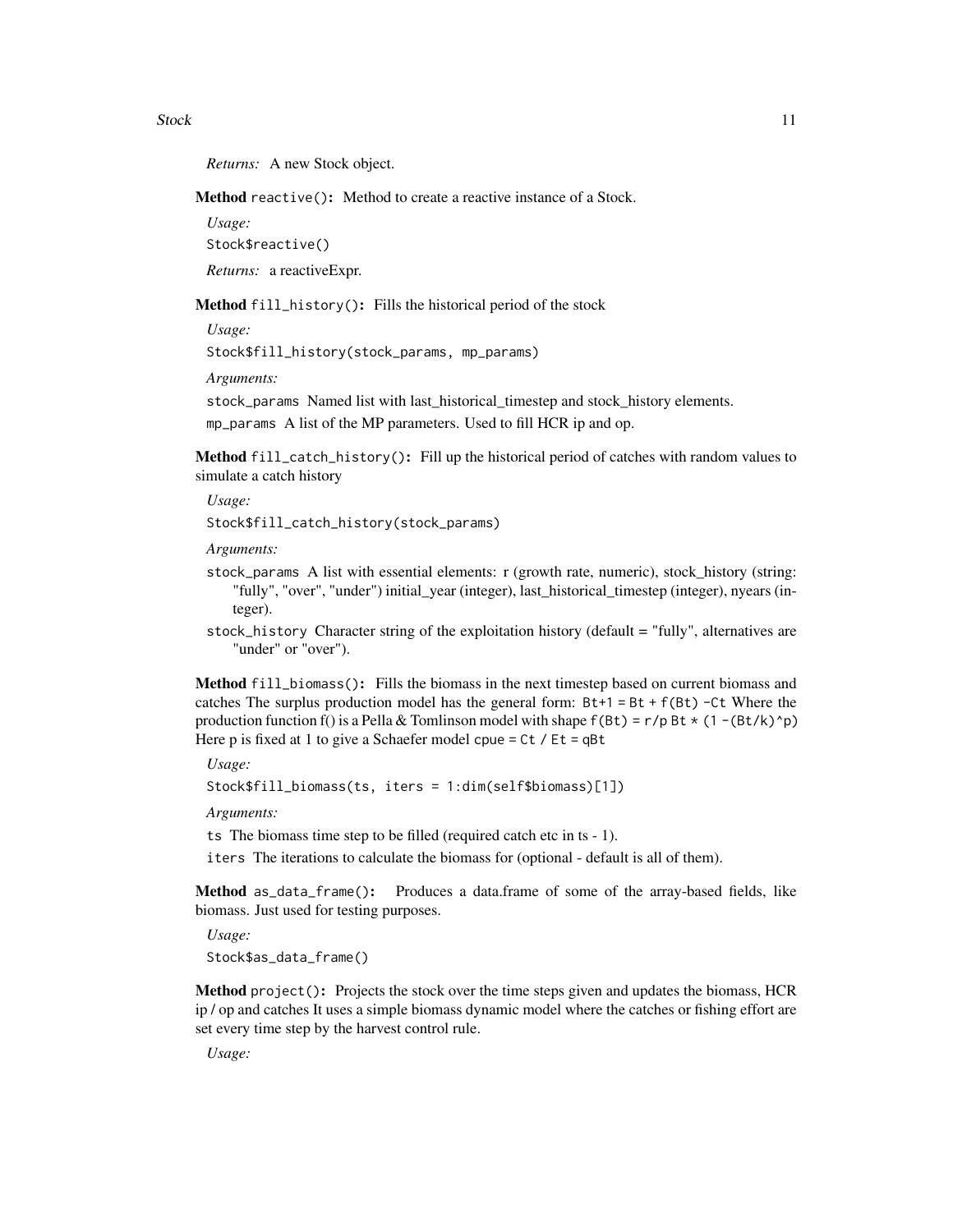*Returns:* A new Stock object.

**Method** `reactive()`**:** Method to create a reactive instance of a Stock.

*Usage:*

```
Stock$reactive()
```

*Returns:* a reactiveExpr.

**Method** `fill_history()`**:** Fills the historical period of the stock

*Usage:*

```
Stock$fill_history(stock_params, mp_params)
```

*Arguments:*

`stock_params` Named list with last_historical_timestep and stock_history elements.

`mp_params` A list of the MP parameters. Used to fill HCR ip and op.

**Method** `fill_catch_history()`**:** Fill up the historical period of catches with random values to simulate a catch history

*Usage:*

```
Stock$fill_catch_history(stock_params)
```

*Arguments:*

`stock_params` A list with essential elements: r (growth rate, numeric), stock_history (string: "fully", "over", "under") initial_year (integer), last_historical_timestep (integer), nyears (integer).

`stock_history` Character string of the exploitation history (default = "fully", alternatives are "under" or "over").

**Method** `fill_biomass()`**:** Fills the biomass in the next timestep based on current biomass and catches The surplus production model has the general form: `Bt+1 = Bt + f(Bt) -Ct` Where the production function f() is a Pella & Tomlinson model with shape `f(Bt) = r/p Bt * (1 -(Bt/k)^p)` Here p is fixed at 1 to give a Schaefer model `cpue = Ct / Et = qBt`

*Usage:*

```
Stock$fill_biomass(ts, iters = 1:dim(self$biomass)[1])
```

*Arguments:*

`ts` The biomass time step to be filled (required catch etc in ts - 1).

`iters` The iterations to calculate the biomass for (optional - default is all of them).

**Method** `as_data_frame()`**:** Produces a data.frame of some of the array-based fields, like biomass. Just used for testing purposes.

*Usage:*

```
Stock$as_data_frame()
```

**Method** `project()`**:** Projects the stock over the time steps given and updates the biomass, HCR ip / op and catches It uses a simple biomass dynamic model where the catches or fishing effort are set every time step by the harvest control rule.

*Usage:*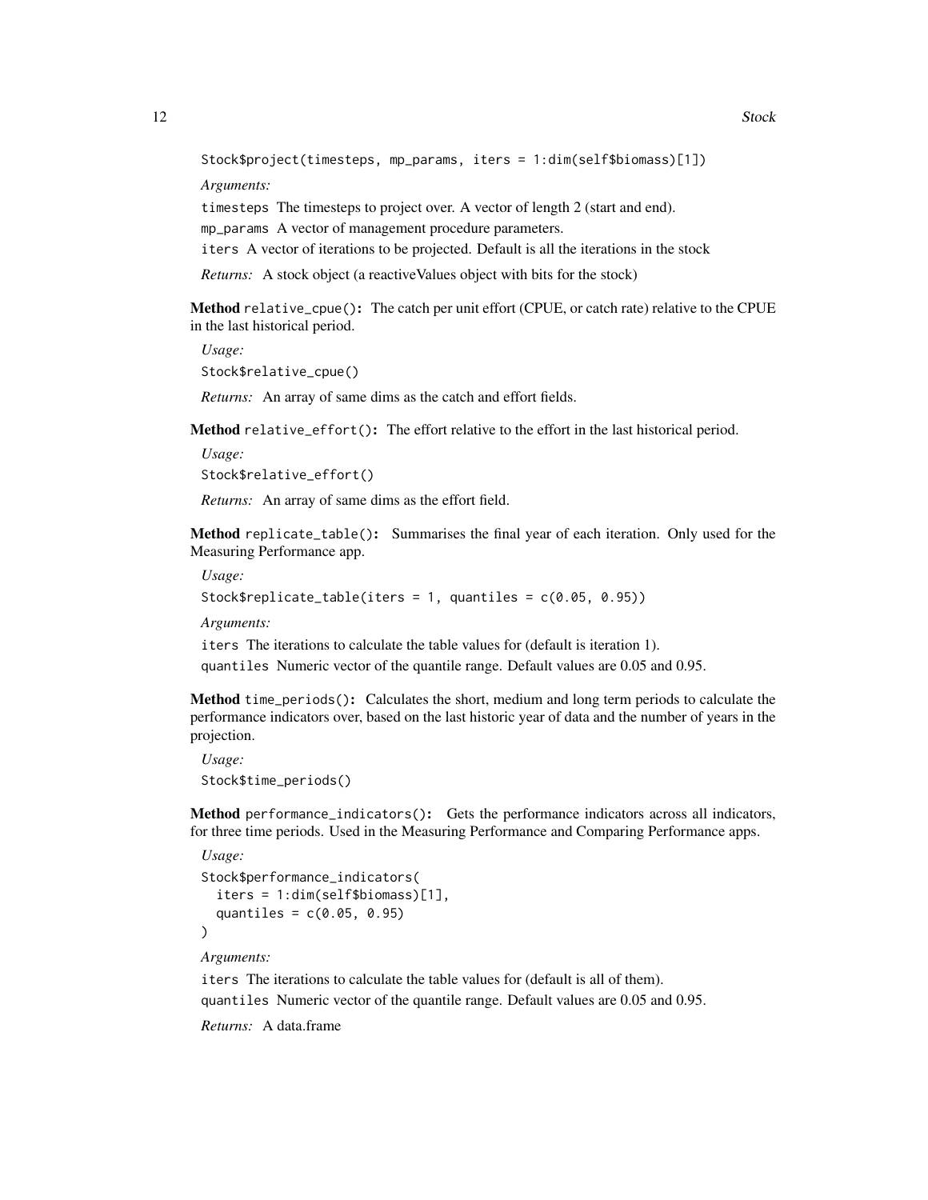```
Stock$project(timesteps, mp_params, iters = 1:dim(self$biomass)[1])
```

*Arguments:*

`timesteps` The timesteps to project over. A vector of length 2 (start and end).

`mp_params` A vector of management procedure parameters.

`iters` A vector of iterations to be projected. Default is all the iterations in the stock

*Returns:* A stock object (a reactiveValues object with bits for the stock)

**Method** `relative_cpue()`**:** The catch per unit effort (CPUE, or catch rate) relative to the CPUE in the last historical period.

*Usage:*

```
Stock$relative_cpue()
```

*Returns:* An array of same dims as the catch and effort fields.

**Method** `relative_effort()`**:** The effort relative to the effort in the last historical period.

*Usage:*

```
Stock$relative_effort()
```

*Returns:* An array of same dims as the effort field.

**Method** `replicate_table()`**:** Summarises the final year of each iteration. Only used for the Measuring Performance app.

*Usage:*

```
Stock$replicate_table(iters = 1, quantiles = c(0.05, 0.95))
```

*Arguments:*

`iters` The iterations to calculate the table values for (default is iteration 1).

`quantiles` Numeric vector of the quantile range. Default values are 0.05 and 0.95.

**Method** `time_periods()`**:** Calculates the short, medium and long term periods to calculate the performance indicators over, based on the last historic year of data and the number of years in the projection.

*Usage:*

```
Stock$time_periods()
```

**Method** `performance_indicators()`**:** Gets the performance indicators across all indicators, for three time periods. Used in the Measuring Performance and Comparing Performance apps.

*Usage:*

```
Stock$performance_indicators(
  iters = 1:dim(self$biomass)[1],
  quantiles = c(0.05, 0.95)
)
```

*Arguments:*

`iters` The iterations to calculate the table values for (default is all of them).

`quantiles` Numeric vector of the quantile range. Default values are 0.05 and 0.95.

*Returns:* A data.frame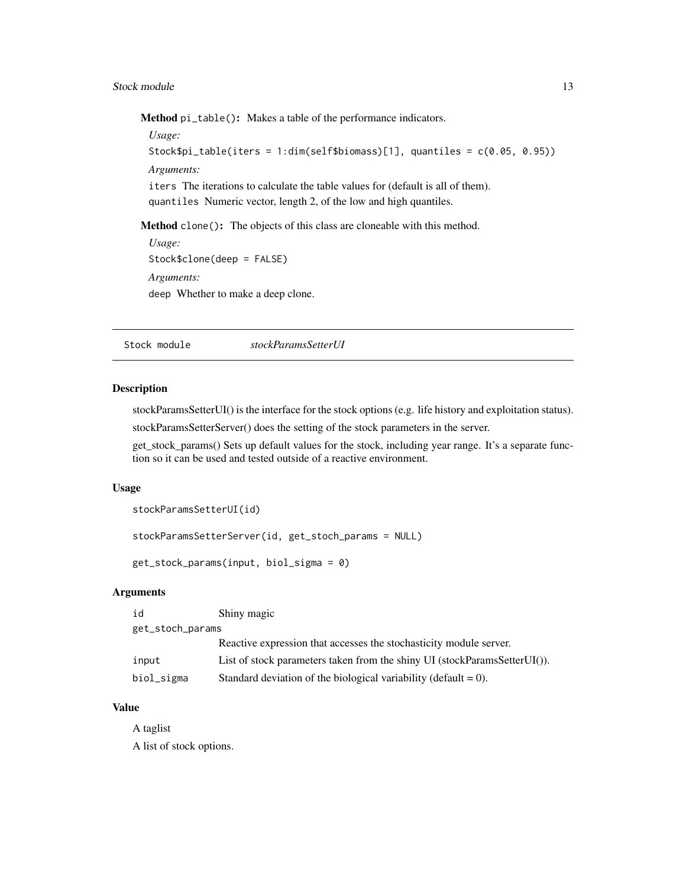**Method** `pi_table()`**:** Makes a table of the performance indicators.

*Usage:*

```
Stock$pi_table(iters = 1:dim(self$biomass)[1], quantiles = c(0.05, 0.95))
```

*Arguments:*

`iters` The iterations to calculate the table values for (default is all of them).

`quantiles` Numeric vector, length 2, of the low and high quantiles.

**Method** `clone()`**:** The objects of this class are cloneable with this method.

*Usage:*

```
Stock$clone(deep = FALSE)
```

*Arguments:*

`deep` Whether to make a deep clone.

---

## Stock module — *stockParamsSetterUI*

### Description

stockParamsSetterUI() is the interface for the stock options (e.g. life history and exploitation status).

stockParamsSetterServer() does the setting of the stock parameters in the server.

get_stock_params() Sets up default values for the stock, including year range. It's a separate function so it can be used and tested outside of a reactive environment.

### Usage

```
stockParamsSetterUI(id)

stockParamsSetterServer(id, get_stoch_params = NULL)

get_stock_params(input, biol_sigma = 0)
```

### Arguments

| Argument | Description |
|---|---|
| `id` | Shiny magic |
| `get_stoch_params` | Reactive expression that accesses the stochasticity module server. |
| `input` | List of stock parameters taken from the shiny UI (stockParamsSetterUI()). |
| `biol_sigma` | Standard deviation of the biological variability (default = 0). |

### Value

A taglist

A list of stock options.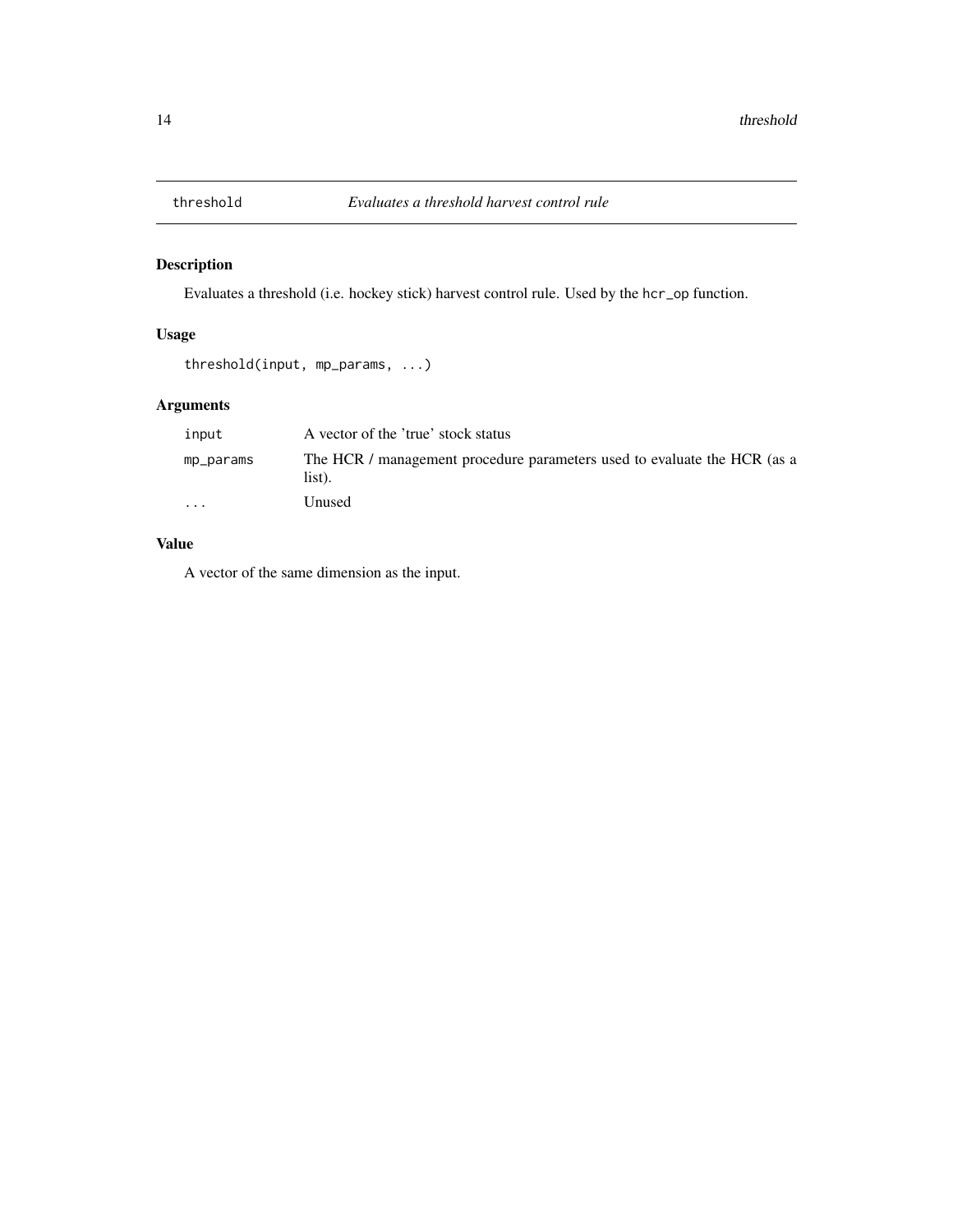# threshold — *Evaluates a threshold harvest control rule*

## Description

Evaluates a threshold (i.e. hockey stick) harvest control rule. Used by the `hcr_op` function.

## Usage

```
threshold(input, mp_params, ...)
```

## Arguments

| | |
|---|---|
| `input` | A vector of the 'true' stock status |
| `mp_params` | The HCR / management procedure parameters used to evaluate the HCR (as a list). |
| `...` | Unused |

## Value

A vector of the same dimension as the input.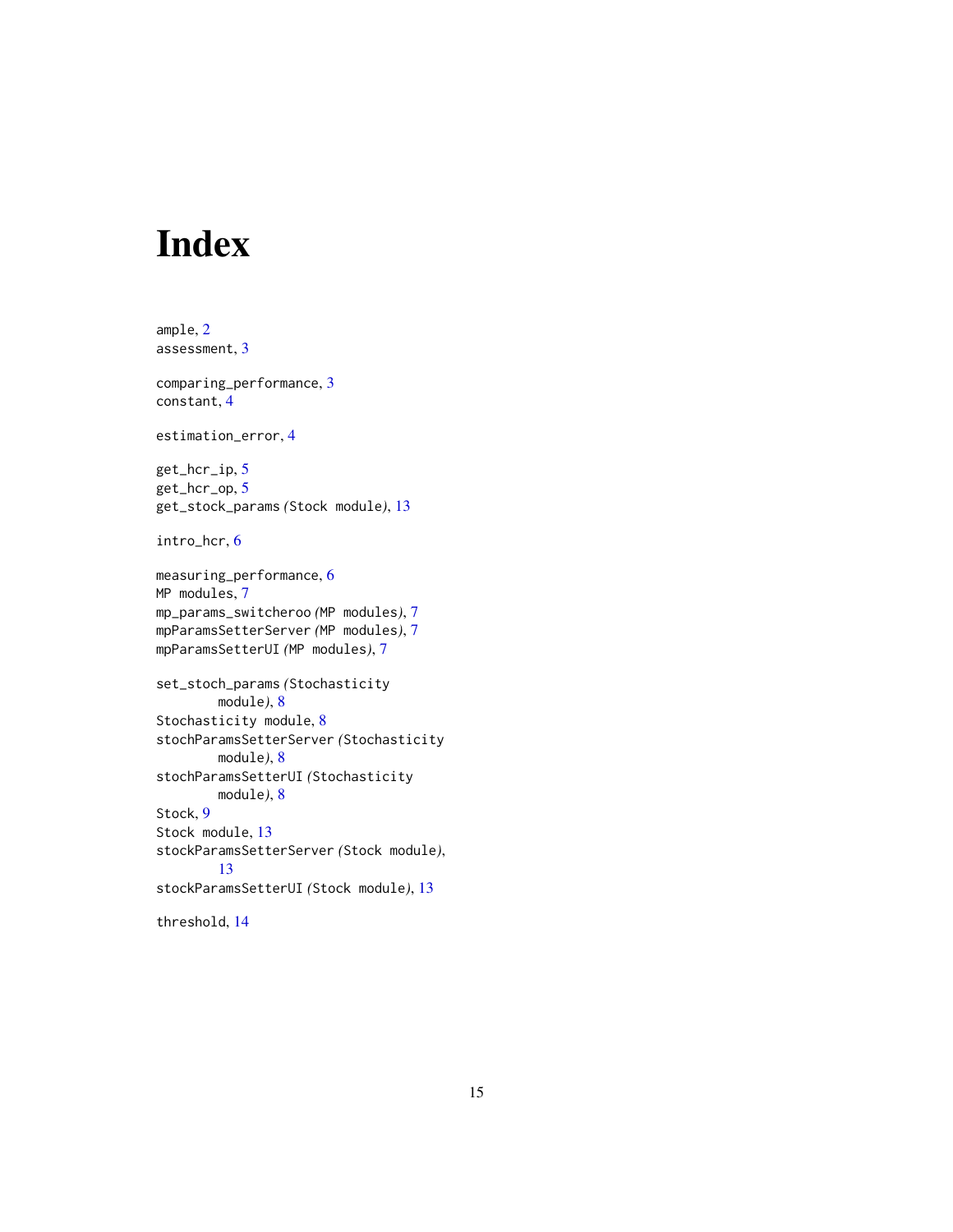# Index

ample, 2
assessment, 3

comparing_performance, 3
constant, 4

estimation_error, 4

get_hcr_ip, 5
get_hcr_op, 5
get_stock_params *(Stock module)*, 13

intro_hcr, 6

measuring_performance, 6
MP modules, 7
mp_params_switcheroo *(MP modules)*, 7
mpParamsSetterServer *(MP modules)*, 7
mpParamsSetterUI *(MP modules)*, 7

set_stoch_params *(Stochasticity module)*, 8
Stochasticity module, 8
stochParamsSetterServer *(Stochasticity module)*, 8
stochParamsSetterUI *(Stochasticity module)*, 8
Stock, 9
Stock module, 13
stockParamsSetterServer *(Stock module)*, 13
stockParamsSetterUI *(Stock module)*, 13

threshold, 14